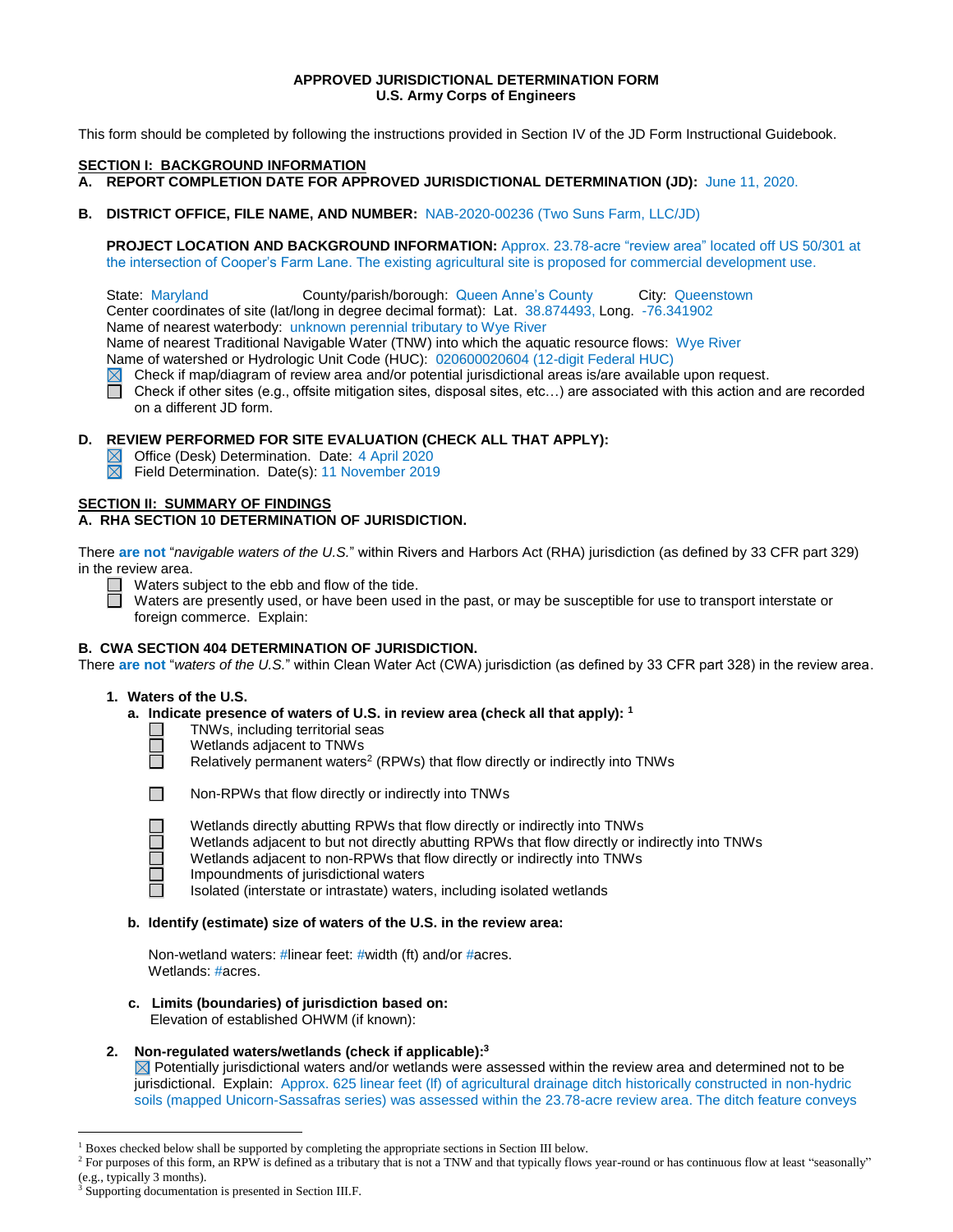**APPROVED JURISDICTIONAL DETERMINATION FORM**
**U.S. Army Corps of Engineers**

This form should be completed by following the instructions provided in Section IV of the JD Form Instructional Guidebook.

## SECTION I: BACKGROUND INFORMATION

**A. REPORT COMPLETION DATE FOR APPROVED JURISDICTIONAL DETERMINATION (JD):** June 11, 2020.

**B. DISTRICT OFFICE, FILE NAME, AND NUMBER:** NAB-2020-00236 (Two Suns Farm, LLC/JD)

**PROJECT LOCATION AND BACKGROUND INFORMATION:** Approx. 23.78-acre "review area" located off US 50/301 at the intersection of Cooper's Farm Lane. The existing agricultural site is proposed for commercial development use.

State: Maryland County/parish/borough: Queen Anne's County City: Queenstown
Center coordinates of site (lat/long in degree decimal format): Lat. 38.874493, Long. -76.341902
Name of nearest waterbody: unknown perennial tributary to Wye River
Name of nearest Traditional Navigable Water (TNW) into which the aquatic resource flows: Wye River
Name of watershed or Hydrologic Unit Code (HUC): 020600020604 (12-digit Federal HUC)

☒ Check if map/diagram of review area and/or potential jurisdictional areas is/are available upon request.
☐ Check if other sites (e.g., offsite mitigation sites, disposal sites, etc…) are associated with this action and are recorded on a different JD form.

**D. REVIEW PERFORMED FOR SITE EVALUATION (CHECK ALL THAT APPLY):**

☒ Office (Desk) Determination. Date: 4 April 2020
☒ Field Determination. Date(s): 11 November 2019

## SECTION II: SUMMARY OF FINDINGS

**A. RHA SECTION 10 DETERMINATION OF JURISDICTION.**

There **are not** "*navigable waters of the U.S.*" within Rivers and Harbors Act (RHA) jurisdiction (as defined by 33 CFR part 329) in the review area.

☐ Waters subject to the ebb and flow of the tide.
☐ Waters are presently used, or have been used in the past, or may be susceptible for use to transport interstate or foreign commerce. Explain:

**B. CWA SECTION 404 DETERMINATION OF JURISDICTION.**

There **are not** "*waters of the U.S.*" within Clean Water Act (CWA) jurisdiction (as defined by 33 CFR part 328) in the review area.

**1. Waters of the U.S.**

**a. Indicate presence of waters of U.S. in review area (check all that apply):** [1]

☐ TNWs, including territorial seas
☐ Wetlands adjacent to TNWs
☐ Relatively permanent waters[2] (RPWs) that flow directly or indirectly into TNWs

☐ Non-RPWs that flow directly or indirectly into TNWs

☐ Wetlands directly abutting RPWs that flow directly or indirectly into TNWs
☐ Wetlands adjacent to but not directly abutting RPWs that flow directly or indirectly into TNWs
☐ Wetlands adjacent to non-RPWs that flow directly or indirectly into TNWs
☐ Impoundments of jurisdictional waters
☐ Isolated (interstate or intrastate) waters, including isolated wetlands

**b. Identify (estimate) size of waters of the U.S. in the review area:**

Non-wetland waters: #linear feet: #width (ft) and/or #acres.
Wetlands: #acres.

**c. Limits (boundaries) of jurisdiction based on:**
Elevation of established OHWM (if known):

**2. Non-regulated waters/wetlands (check if applicable):**[3]

☒ Potentially jurisdictional waters and/or wetlands were assessed within the review area and determined not to be jurisdictional. Explain: Approx. 625 linear feet (lf) of agricultural drainage ditch historically constructed in non-hydric soils (mapped Unicorn-Sassafras series) was assessed within the 23.78-acre review area. The ditch feature conveys

---

[1] Boxes checked below shall be supported by completing the appropriate sections in Section III below.
[2] For purposes of this form, an RPW is defined as a tributary that is not a TNW and that typically flows year-round or has continuous flow at least "seasonally" (e.g., typically 3 months).
[3] Supporting documentation is presented in Section III.F.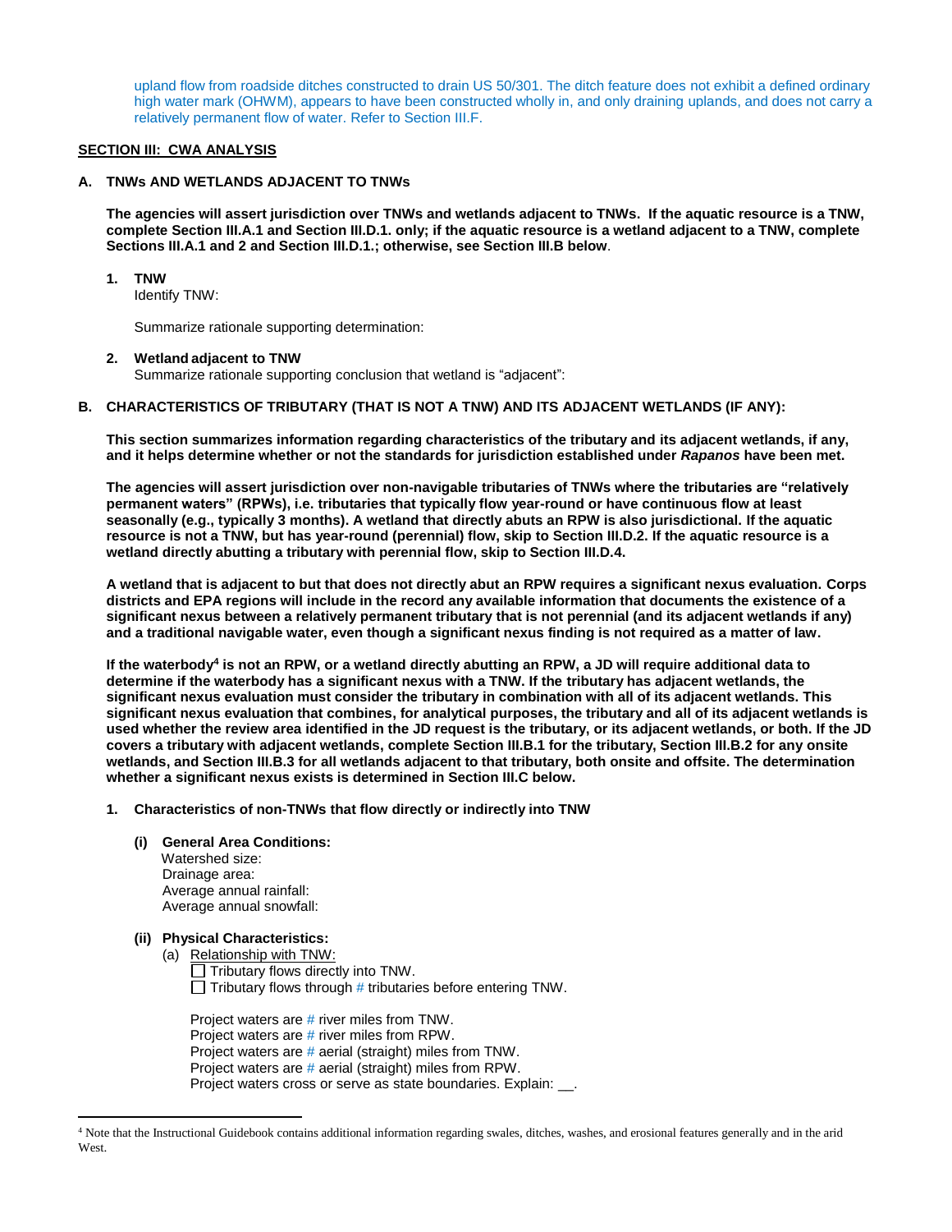upland flow from roadside ditches constructed to drain US 50/301. The ditch feature does not exhibit a defined ordinary high water mark (OHWM), appears to have been constructed wholly in, and only draining uplands, and does not carry a relatively permanent flow of water. Refer to Section III.F.

**SECTION III: CWA ANALYSIS**

**A. TNWs AND WETLANDS ADJACENT TO TNWs**

**The agencies will assert jurisdiction over TNWs and wetlands adjacent to TNWs. If the aquatic resource is a TNW, complete Section III.A.1 and Section III.D.1. only; if the aquatic resource is a wetland adjacent to a TNW, complete Sections III.A.1 and 2 and Section III.D.1.; otherwise, see Section III.B below**.

**1. TNW**

Identify TNW:

Summarize rationale supporting determination:

**2. Wetland adjacent to TNW**

Summarize rationale supporting conclusion that wetland is "adjacent":

**B. CHARACTERISTICS OF TRIBUTARY (THAT IS NOT A TNW) AND ITS ADJACENT WETLANDS (IF ANY):**

**This section summarizes information regarding characteristics of the tributary and its adjacent wetlands, if any, and it helps determine whether or not the standards for jurisdiction established under *Rapanos* have been met.**

**The agencies will assert jurisdiction over non-navigable tributaries of TNWs where the tributaries are "relatively permanent waters" (RPWs), i.e. tributaries that typically flow year-round or have continuous flow at least seasonally (e.g., typically 3 months). A wetland that directly abuts an RPW is also jurisdictional. If the aquatic resource is not a TNW, but has year-round (perennial) flow, skip to Section III.D.2. If the aquatic resource is a wetland directly abutting a tributary with perennial flow, skip to Section III.D.4.**

**A wetland that is adjacent to but that does not directly abut an RPW requires a significant nexus evaluation. Corps districts and EPA regions will include in the record any available information that documents the existence of a significant nexus between a relatively permanent tributary that is not perennial (and its adjacent wetlands if any) and a traditional navigable water, even though a significant nexus finding is not required as a matter of law.**

**If the waterbody[4] is not an RPW, or a wetland directly abutting an RPW, a JD will require additional data to determine if the waterbody has a significant nexus with a TNW. If the tributary has adjacent wetlands, the significant nexus evaluation must consider the tributary in combination with all of its adjacent wetlands. This significant nexus evaluation that combines, for analytical purposes, the tributary and all of its adjacent wetlands is used whether the review area identified in the JD request is the tributary, or its adjacent wetlands, or both. If the JD covers a tributary with adjacent wetlands, complete Section III.B.1 for the tributary, Section III.B.2 for any onsite wetlands, and Section III.B.3 for all wetlands adjacent to that tributary, both onsite and offsite. The determination whether a significant nexus exists is determined in Section III.C below.**

**1. Characteristics of non-TNWs that flow directly or indirectly into TNW**

**(i) General Area Conditions:**

Watershed size:
Drainage area:
Average annual rainfall:
Average annual snowfall:

**(ii) Physical Characteristics:**

(a) Relationship with TNW:

☐ Tributary flows directly into TNW.
☐ Tributary flows through # tributaries before entering TNW.

Project waters are # river miles from TNW.
Project waters are # river miles from RPW.
Project waters are # aerial (straight) miles from TNW.
Project waters are # aerial (straight) miles from RPW.
Project waters cross or serve as state boundaries. Explain: \_\_.

[4] Note that the Instructional Guidebook contains additional information regarding swales, ditches, washes, and erosional features generally and in the arid West.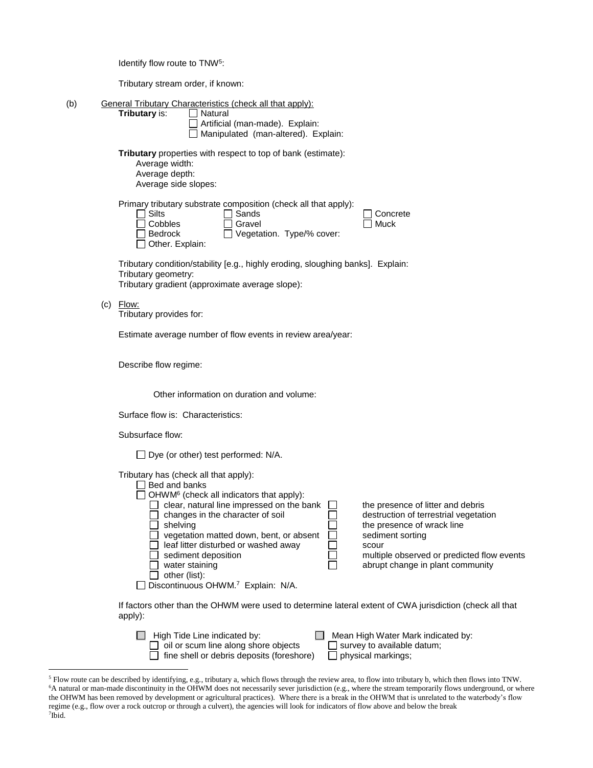Identify flow route to TNW[5]:

Tributary stream order, if known:

(b) General Tributary Characteristics (check all that apply):

**Tributary** is:
- ☐ Natural
- ☐ Artificial (man-made). Explain:
- ☐ Manipulated (man-altered). Explain:

**Tributary** properties with respect to top of bank (estimate):
- Average width:
- Average depth:
- Average side slopes:

Primary tributary substrate composition (check all that apply):
- ☐ Silts
- ☐ Sands
- ☐ Concrete
- ☐ Cobbles
- ☐ Gravel
- ☐ Muck
- ☐ Bedrock
- ☐ Vegetation. Type/% cover:
- ☐ Other. Explain:

Tributary condition/stability [e.g., highly eroding, sloughing banks]. Explain:
Tributary geometry:
Tributary gradient (approximate average slope):

(c) Flow:

Tributary provides for:

Estimate average number of flow events in review area/year:

Describe flow regime:

Other information on duration and volume:

Surface flow is: Characteristics:

Subsurface flow:

☐ Dye (or other) test performed: N/A.

Tributary has (check all that apply):
- ☐ Bed and banks
- ☐ OHWM[6] (check all indicators that apply):
  - ☐ clear, natural line impressed on the bank
  - ☐ changes in the character of soil
  - ☐ shelving
  - ☐ vegetation matted down, bent, or absent
  - ☐ leaf litter disturbed or washed away
  - ☐ sediment deposition
  - ☐ water staining
  - ☐ other (list):
  - ☐ the presence of litter and debris
  - ☐ destruction of terrestrial vegetation
  - ☐ the presence of wrack line
  - ☐ sediment sorting
  - ☐ scour
  - ☐ multiple observed or predicted flow events
  - ☐ abrupt change in plant community
- ☐ Discontinuous OHWM.[7] Explain: N/A.

If factors other than the OHWM were used to determine lateral extent of CWA jurisdiction (check all that apply):

- ☐ High Tide Line indicated by:
  - ☐ oil or scum line along shore objects
  - ☐ fine shell or debris deposits (foreshore)
- ☐ Mean High Water Mark indicated by:
  - ☐ survey to available datum;
  - ☐ physical markings;

---

[5] Flow route can be described by identifying, e.g., tributary a, which flows through the review area, to flow into tributary b, which then flows into TNW.

[6] A natural or man-made discontinuity in the OHWM does not necessarily sever jurisdiction (e.g., where the stream temporarily flows underground, or where the OHWM has been removed by development or agricultural practices). Where there is a break in the OHWM that is unrelated to the waterbody's flow regime (e.g., flow over a rock outcrop or through a culvert), the agencies will look for indicators of flow above and below the break

[7] Ibid.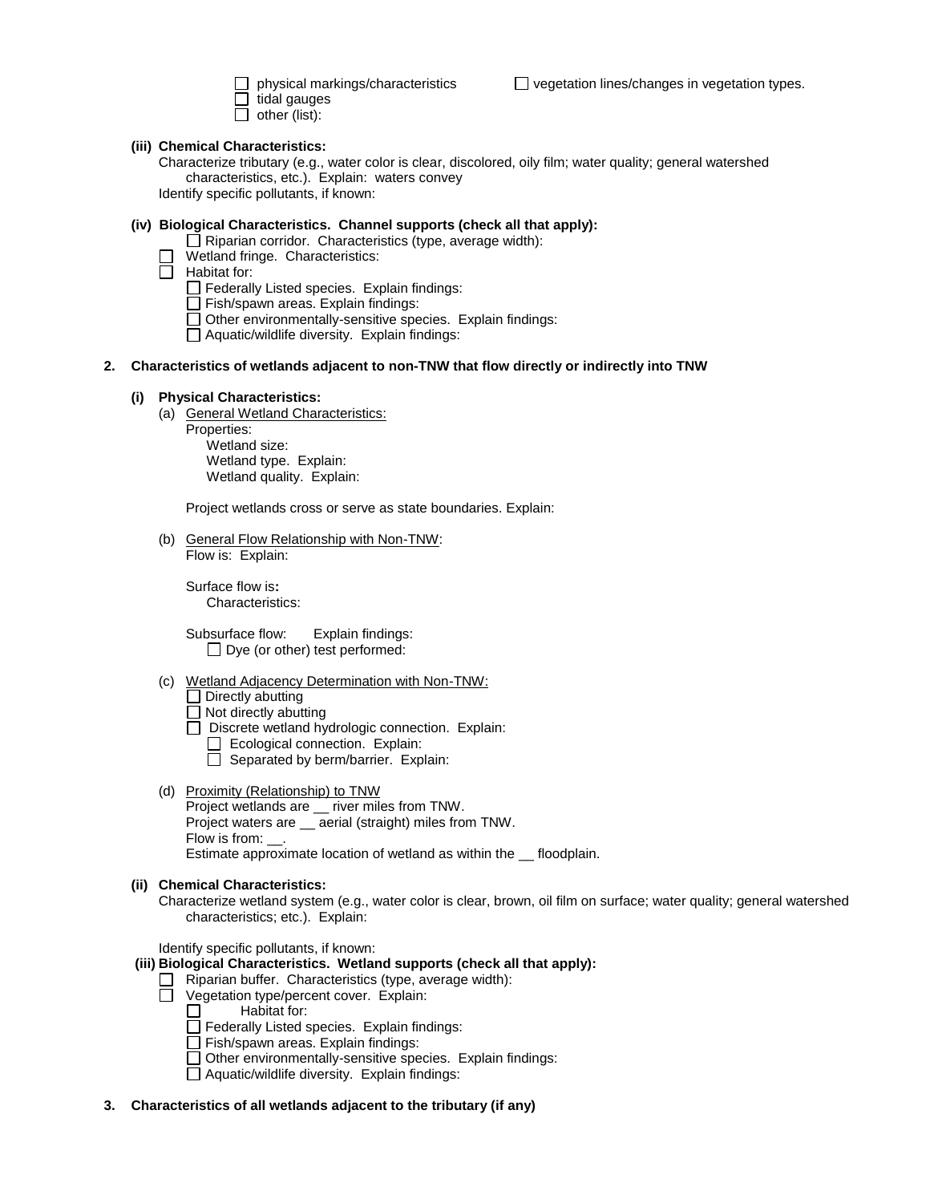- ☐ physical markings/characteristics
- ☐ vegetation lines/changes in vegetation types.
- ☐ tidal gauges
- ☐ other (list):

**(iii) Chemical Characteristics:**

Characterize tributary (e.g., water color is clear, discolored, oily film; water quality; general watershed characteristics, etc.). Explain: waters convey

Identify specific pollutants, if known:

**(iv) Biological Characteristics. Channel supports (check all that apply):**

- ☐ Riparian corridor. Characteristics (type, average width):
- ☐ Wetland fringe. Characteristics:
- ☐ Habitat for:
  - ☐ Federally Listed species. Explain findings:
  - ☐ Fish/spawn areas. Explain findings:
  - ☐ Other environmentally-sensitive species. Explain findings:
  - ☐ Aquatic/wildlife diversity. Explain findings:

**2. Characteristics of wetlands adjacent to non-TNW that flow directly or indirectly into TNW**

**(i) Physical Characteristics:**

(a) General Wetland Characteristics:

Properties:

Wetland size:

Wetland type. Explain:

Wetland quality. Explain:

Project wetlands cross or serve as state boundaries. Explain:

(b) General Flow Relationship with Non-TNW:

Flow is: Explain:

Surface flow is**:**

Characteristics:

Subsurface flow: Explain findings:

- ☐ Dye (or other) test performed:

(c) Wetland Adjacency Determination with Non-TNW:

- ☐ Directly abutting
- ☐ Not directly abutting
  - ☐ Discrete wetland hydrologic connection. Explain:
  - ☐ Ecological connection. Explain:
  - ☐ Separated by berm/barrier. Explain:

(d) Proximity (Relationship) to TNW

Project wetlands are __ river miles from TNW.

Project waters are __ aerial (straight) miles from TNW.

Flow is from: __.

Estimate approximate location of wetland as within the __ floodplain.

**(ii) Chemical Characteristics:**

Characterize wetland system (e.g., water color is clear, brown, oil film on surface; water quality; general watershed characteristics; etc.). Explain:

Identify specific pollutants, if known:

**(iii) Biological Characteristics. Wetland supports (check all that apply):**

- ☐ Riparian buffer. Characteristics (type, average width):
- ☐ Vegetation type/percent cover. Explain:
- ☐ Habitat for:
  - ☐ Federally Listed species. Explain findings:
  - ☐ Fish/spawn areas. Explain findings:
  - ☐ Other environmentally-sensitive species. Explain findings:
  - ☐ Aquatic/wildlife diversity. Explain findings:

**3. Characteristics of all wetlands adjacent to the tributary (if any)**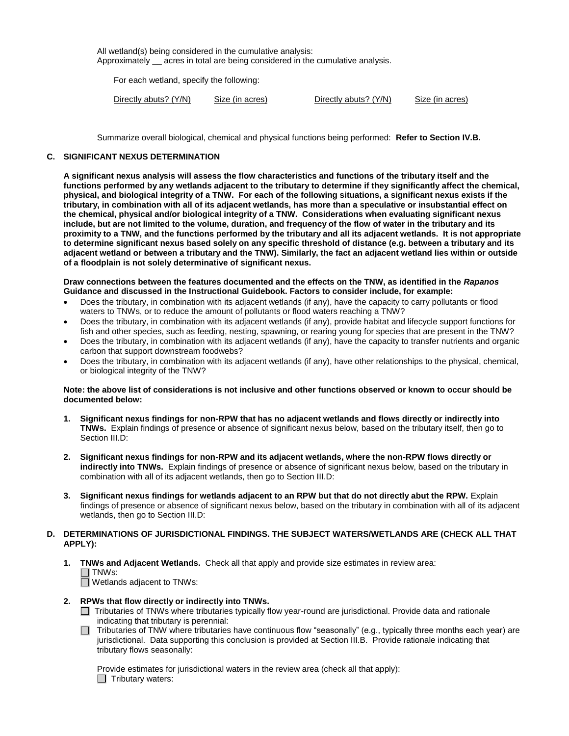All wetland(s) being considered in the cumulative analysis:
Approximately __ acres in total are being considered in the cumulative analysis.

For each wetland, specify the following:

| Directly abuts? (Y/N) | Size (in acres) | Directly abuts? (Y/N) | Size (in acres) |
|---|---|---|---|

Summarize overall biological, chemical and physical functions being performed: **Refer to Section IV.B.**

### C. SIGNIFICANT NEXUS DETERMINATION

**A significant nexus analysis will assess the flow characteristics and functions of the tributary itself and the functions performed by any wetlands adjacent to the tributary to determine if they significantly affect the chemical, physical, and biological integrity of a TNW. For each of the following situations, a significant nexus exists if the tributary, in combination with all of its adjacent wetlands, has more than a speculative or insubstantial effect on the chemical, physical and/or biological integrity of a TNW. Considerations when evaluating significant nexus include, but are not limited to the volume, duration, and frequency of the flow of water in the tributary and its proximity to a TNW, and the functions performed by the tributary and all its adjacent wetlands. It is not appropriate to determine significant nexus based solely on any specific threshold of distance (e.g. between a tributary and its adjacent wetland or between a tributary and the TNW). Similarly, the fact an adjacent wetland lies within or outside of a floodplain is not solely determinative of significant nexus.**

**Draw connections between the features documented and the effects on the TNW, as identified in the *Rapanos* Guidance and discussed in the Instructional Guidebook. Factors to consider include, for example:**

- Does the tributary, in combination with its adjacent wetlands (if any), have the capacity to carry pollutants or flood waters to TNWs, or to reduce the amount of pollutants or flood waters reaching a TNW?
- Does the tributary, in combination with its adjacent wetlands (if any), provide habitat and lifecycle support functions for fish and other species, such as feeding, nesting, spawning, or rearing young for species that are present in the TNW?
- Does the tributary, in combination with its adjacent wetlands (if any), have the capacity to transfer nutrients and organic carbon that support downstream foodwebs?
- Does the tributary, in combination with its adjacent wetlands (if any), have other relationships to the physical, chemical, or biological integrity of the TNW?

**Note: the above list of considerations is not inclusive and other functions observed or known to occur should be documented below:**

1. **Significant nexus findings for non-RPW that has no adjacent wetlands and flows directly or indirectly into TNWs.** Explain findings of presence or absence of significant nexus below, based on the tributary itself, then go to Section III.D:

2. **Significant nexus findings for non-RPW and its adjacent wetlands, where the non-RPW flows directly or indirectly into TNWs.** Explain findings of presence or absence of significant nexus below, based on the tributary in combination with all of its adjacent wetlands, then go to Section III.D:

3. **Significant nexus findings for wetlands adjacent to an RPW but that do not directly abut the RPW.** Explain findings of presence or absence of significant nexus below, based on the tributary in combination with all of its adjacent wetlands, then go to Section III.D:

### D. DETERMINATIONS OF JURISDICTIONAL FINDINGS. THE SUBJECT WATERS/WETLANDS ARE (CHECK ALL THAT APPLY):

1. **TNWs and Adjacent Wetlands.** Check all that apply and provide size estimates in review area:
   - ☐ TNWs:
   - ☐ Wetlands adjacent to TNWs:

2. **RPWs that flow directly or indirectly into TNWs.**
   - ☐ Tributaries of TNWs where tributaries typically flow year-round are jurisdictional. Provide data and rationale indicating that tributary is perennial:
   - ☐ Tributaries of TNW where tributaries have continuous flow "seasonally" (e.g., typically three months each year) are jurisdictional. Data supporting this conclusion is provided at Section III.B. Provide rationale indicating that tributary flows seasonally:

   Provide estimates for jurisdictional waters in the review area (check all that apply):
   - ☐ Tributary waters: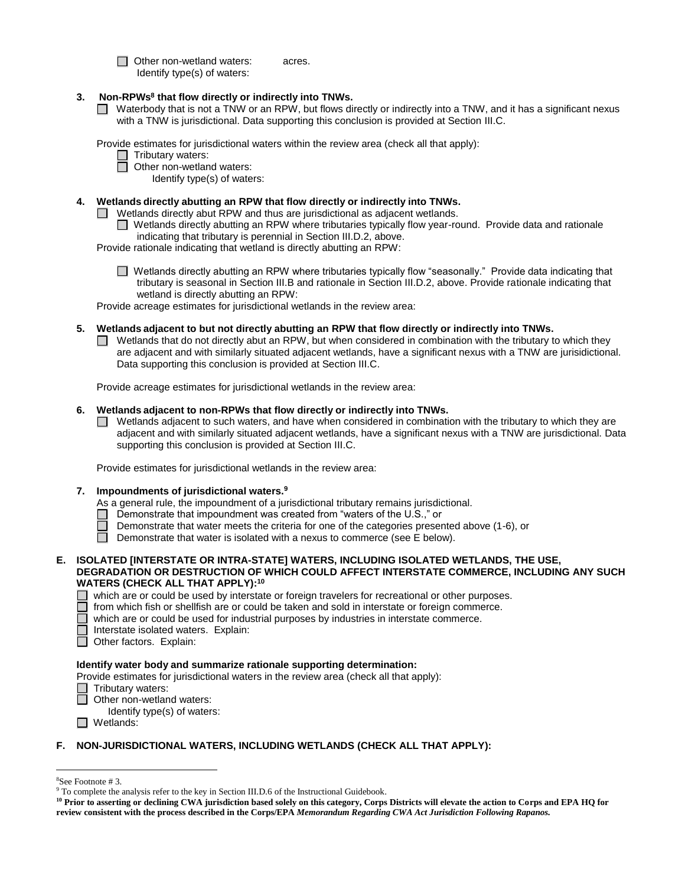☐ Other non-wetland waters: acres.
Identify type(s) of waters:

**3. Non-RPWs[8] that flow directly or indirectly into TNWs.**

☐ Waterbody that is not a TNW or an RPW, but flows directly or indirectly into a TNW, and it has a significant nexus with a TNW is jurisdictional. Data supporting this conclusion is provided at Section III.C.

Provide estimates for jurisdictional waters within the review area (check all that apply):

☐ Tributary waters:
☐ Other non-wetland waters:
Identify type(s) of waters:

**4. Wetlands directly abutting an RPW that flow directly or indirectly into TNWs.**

☐ Wetlands directly abut RPW and thus are jurisdictional as adjacent wetlands.

☐ Wetlands directly abutting an RPW where tributaries typically flow year-round. Provide data and rationale indicating that tributary is perennial in Section III.D.2, above.

Provide rationale indicating that wetland is directly abutting an RPW:

☐ Wetlands directly abutting an RPW where tributaries typically flow "seasonally." Provide data indicating that tributary is seasonal in Section III.B and rationale in Section III.D.2, above. Provide rationale indicating that wetland is directly abutting an RPW:

Provide acreage estimates for jurisdictional wetlands in the review area:

**5. Wetlands adjacent to but not directly abutting an RPW that flow directly or indirectly into TNWs.**

☐ Wetlands that do not directly abut an RPW, but when considered in combination with the tributary to which they are adjacent and with similarly situated adjacent wetlands, have a significant nexus with a TNW are jurisidictional. Data supporting this conclusion is provided at Section III.C.

Provide acreage estimates for jurisdictional wetlands in the review area:

**6. Wetlands adjacent to non-RPWs that flow directly or indirectly into TNWs.**

☐ Wetlands adjacent to such waters, and have when considered in combination with the tributary to which they are adjacent and with similarly situated adjacent wetlands, have a significant nexus with a TNW are jurisdictional. Data supporting this conclusion is provided at Section III.C.

Provide estimates for jurisdictional wetlands in the review area:

**7. Impoundments of jurisdictional waters.[9]**

As a general rule, the impoundment of a jurisdictional tributary remains jurisdictional.

☐ Demonstrate that impoundment was created from "waters of the U.S.," or
☐ Demonstrate that water meets the criteria for one of the categories presented above (1-6), or
☐ Demonstrate that water is isolated with a nexus to commerce (see E below).

**E. ISOLATED [INTERSTATE OR INTRA-STATE] WATERS, INCLUDING ISOLATED WETLANDS, THE USE, DEGRADATION OR DESTRUCTION OF WHICH COULD AFFECT INTERSTATE COMMERCE, INCLUDING ANY SUCH WATERS (CHECK ALL THAT APPLY):[10]**

☐ which are or could be used by interstate or foreign travelers for recreational or other purposes.
☐ from which fish or shellfish are or could be taken and sold in interstate or foreign commerce.
☐ which are or could be used for industrial purposes by industries in interstate commerce.
☐ Interstate isolated waters. Explain:
☐ Other factors. Explain:

**Identify water body and summarize rationale supporting determination:**

Provide estimates for jurisdictional waters in the review area (check all that apply):

☐ Tributary waters:
☐ Other non-wetland waters:
Identify type(s) of waters:
☐ Wetlands:

**F. NON-JURISDICTIONAL WATERS, INCLUDING WETLANDS (CHECK ALL THAT APPLY):**

---

[8]See Footnote # 3.

[9] To complete the analysis refer to the key in Section III.D.6 of the Instructional Guidebook.

**[10] Prior to asserting or declining CWA jurisdiction based solely on this category, Corps Districts will elevate the action to Corps and EPA HQ for review consistent with the process described in the Corps/EPA *Memorandum Regarding CWA Act Jurisdiction Following Rapanos.***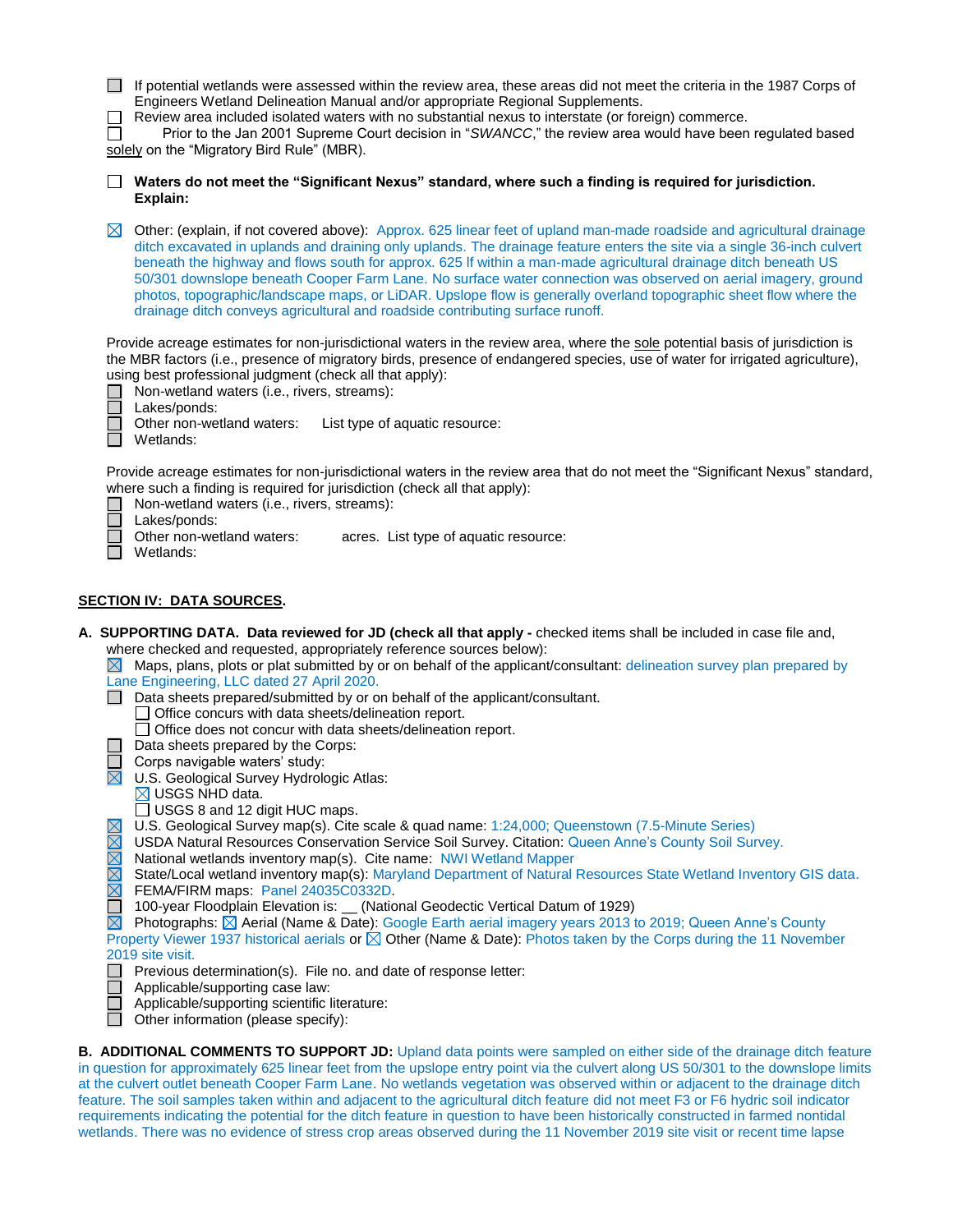☐ If potential wetlands were assessed within the review area, these areas did not meet the criteria in the 1987 Corps of Engineers Wetland Delineation Manual and/or appropriate Regional Supplements.

☐ Review area included isolated waters with no substantial nexus to interstate (or foreign) commerce.

☐ Prior to the Jan 2001 Supreme Court decision in "*SWANCC*," the review area would have been regulated based solely on the "Migratory Bird Rule" (MBR).

☐ **Waters do not meet the "Significant Nexus" standard, where such a finding is required for jurisdiction. Explain:**

☒ Other: (explain, if not covered above): Approx. 625 linear feet of upland man-made roadside and agricultural drainage ditch excavated in uplands and draining only uplands. The drainage feature enters the site via a single 36-inch culvert beneath the highway and flows south for approx. 625 lf within a man-made agricultural drainage ditch beneath US 50/301 downslope beneath Cooper Farm Lane. No surface water connection was observed on aerial imagery, ground photos, topographic/landscape maps, or LiDAR. Upslope flow is generally overland topographic sheet flow where the drainage ditch conveys agricultural and roadside contributing surface runoff.

Provide acreage estimates for non-jurisdictional waters in the review area, where the sole potential basis of jurisdiction is the MBR factors (i.e., presence of migratory birds, presence of endangered species, use of water for irrigated agriculture), using best professional judgment (check all that apply):

☐ Non-wetland waters (i.e., rivers, streams):
☐ Lakes/ponds:
☐ Other non-wetland waters: List type of aquatic resource:
☐ Wetlands:

Provide acreage estimates for non-jurisdictional waters in the review area that do not meet the "Significant Nexus" standard, where such a finding is required for jurisdiction (check all that apply):

☐ Non-wetland waters (i.e., rivers, streams):
☐ Lakes/ponds:
☐ Other non-wetland waters: acres. List type of aquatic resource:
☐ Wetlands:

## SECTION IV: DATA SOURCES.

**A. SUPPORTING DATA. Data reviewed for JD (check all that apply -** checked items shall be included in case file and, where checked and requested, appropriately reference sources below):

☒ Maps, plans, plots or plat submitted by or on behalf of the applicant/consultant: delineation survey plan prepared by Lane Engineering, LLC dated 27 April 2020.

☐ Data sheets prepared/submitted by or on behalf of the applicant/consultant.
- ☐ Office concurs with data sheets/delineation report.
- ☐ Office does not concur with data sheets/delineation report.

☐ Data sheets prepared by the Corps:

☐ Corps navigable waters' study:

☒ U.S. Geological Survey Hydrologic Atlas:
- ☒ USGS NHD data.
- ☐ USGS 8 and 12 digit HUC maps.

☒ U.S. Geological Survey map(s). Cite scale & quad name: 1:24,000; Queenstown (7.5-Minute Series)

☒ USDA Natural Resources Conservation Service Soil Survey. Citation: Queen Anne's County Soil Survey.

☒ National wetlands inventory map(s). Cite name: NWI Wetland Mapper

☒ State/Local wetland inventory map(s): Maryland Department of Natural Resources State Wetland Inventory GIS data.

☒ FEMA/FIRM maps: Panel 24035C0332D.

☐ 100-year Floodplain Elevation is: __ (National Geodectic Vertical Datum of 1929)

☒ Photographs: ☒ Aerial (Name & Date): Google Earth aerial imagery years 2013 to 2019; Queen Anne's County Property Viewer 1937 historical aerials or ☒ Other (Name & Date): Photos taken by the Corps during the 11 November 2019 site visit.

☐ Previous determination(s). File no. and date of response letter:

☐ Applicable/supporting case law:

☐ Applicable/supporting scientific literature:

☐ Other information (please specify):

**B. ADDITIONAL COMMENTS TO SUPPORT JD:** Upland data points were sampled on either side of the drainage ditch feature in question for approximately 625 linear feet from the upslope entry point via the culvert along US 50/301 to the downslope limits at the culvert outlet beneath Cooper Farm Lane. No wetlands vegetation was observed within or adjacent to the drainage ditch feature. The soil samples taken within and adjacent to the agricultural ditch feature did not meet F3 or F6 hydric soil indicator requirements indicating the potential for the ditch feature in question to have been historically constructed in farmed nontidal wetlands. There was no evidence of stress crop areas observed during the 11 November 2019 site visit or recent time lapse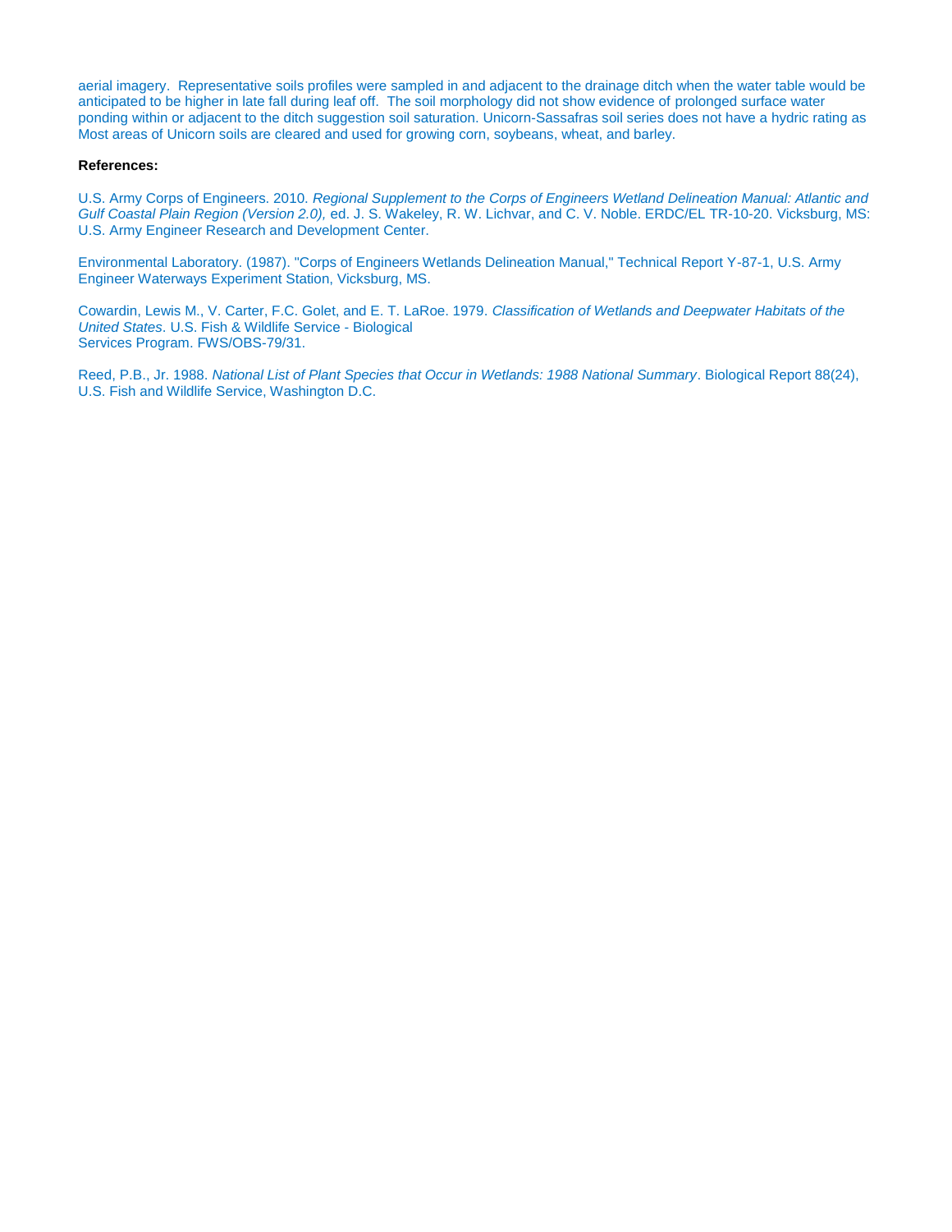aerial imagery. Representative soils profiles were sampled in and adjacent to the drainage ditch when the water table would be anticipated to be higher in late fall during leaf off. The soil morphology did not show evidence of prolonged surface water ponding within or adjacent to the ditch suggestion soil saturation. Unicorn-Sassafras soil series does not have a hydric rating as Most areas of Unicorn soils are cleared and used for growing corn, soybeans, wheat, and barley.

**References:**

U.S. Army Corps of Engineers. 2010. *Regional Supplement to the Corps of Engineers Wetland Delineation Manual: Atlantic and Gulf Coastal Plain Region (Version 2.0),* ed. J. S. Wakeley, R. W. Lichvar, and C. V. Noble. ERDC/EL TR-10-20. Vicksburg, MS: U.S. Army Engineer Research and Development Center.

Environmental Laboratory. (1987). "Corps of Engineers Wetlands Delineation Manual," Technical Report Y-87-1, U.S. Army Engineer Waterways Experiment Station, Vicksburg, MS.

Cowardin, Lewis M., V. Carter, F.C. Golet, and E. T. LaRoe. 1979. *Classification of Wetlands and Deepwater Habitats of the United States*. U.S. Fish & Wildlife Service - Biological
Services Program. FWS/OBS-79/31.

Reed, P.B., Jr. 1988. *National List of Plant Species that Occur in Wetlands: 1988 National Summary*. Biological Report 88(24), U.S. Fish and Wildlife Service, Washington D.C.